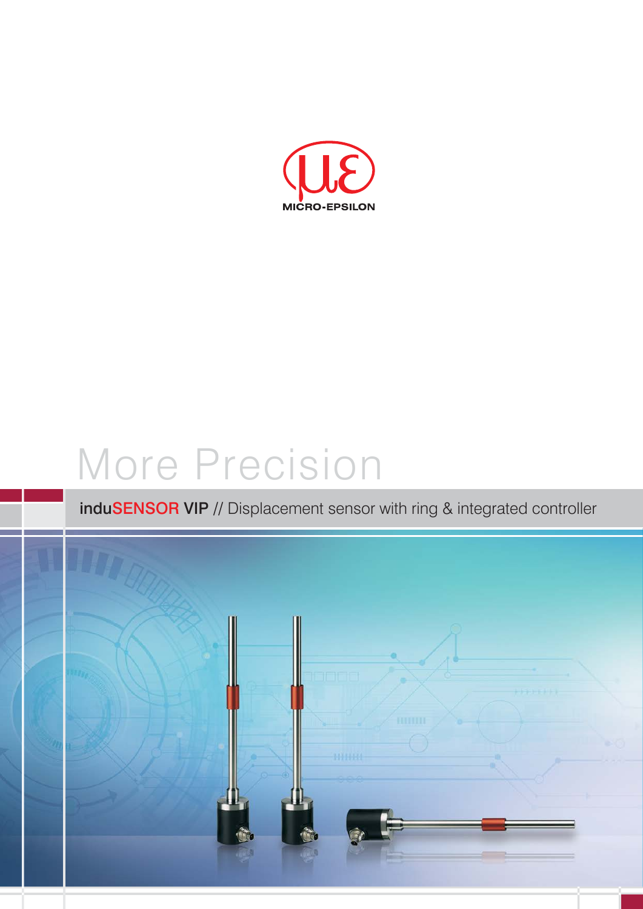MICRO-EPSILON

# More Precision

## induSENSOR VIP // Displacement sensor with ring & integrated controller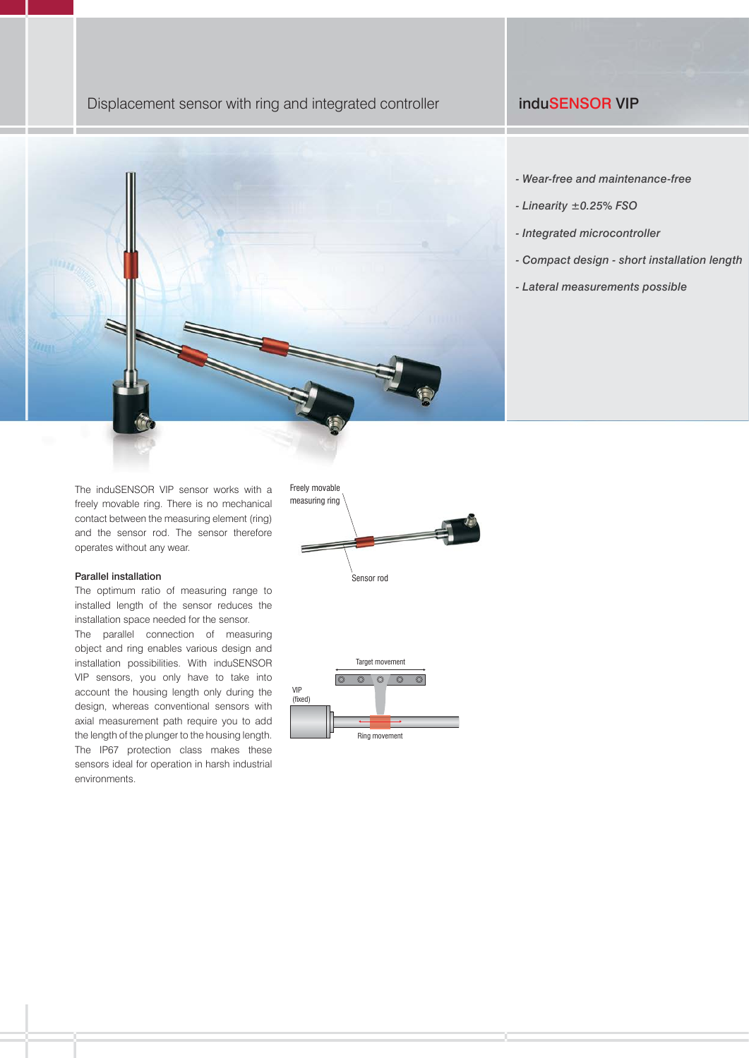# Displacement sensor with ring and integrated controller

## induSENSOR VIP

- *Wear-free and maintenance-free*
- *Linearity ±0.25% FSO*
- *Integrated microcontroller*
- *Compact design - short installation length*
- *Lateral measurements possible*

The induSENSOR VIP sensor works with a freely movable ring. There is no mechanical contact between the measuring element (ring) and the sensor rod. The sensor therefore operates without any wear.

Freely movable measuring ring

Sensor rod

### Parallel installation

The optimum ratio of measuring range to installed length of the sensor reduces the installation space needed for the sensor.

The parallel connection of measuring object and ring enables various design and installation possibilities. With induSENSOR VIP sensors, you only have to take into account the housing length only during the design, whereas conventional sensors with axial measurement path require you to add the length of the plunger to the housing length. The IP67 protection class makes these sensors ideal for operation in harsh industrial environments.

Target movement

VIP (fixed)

Ring movement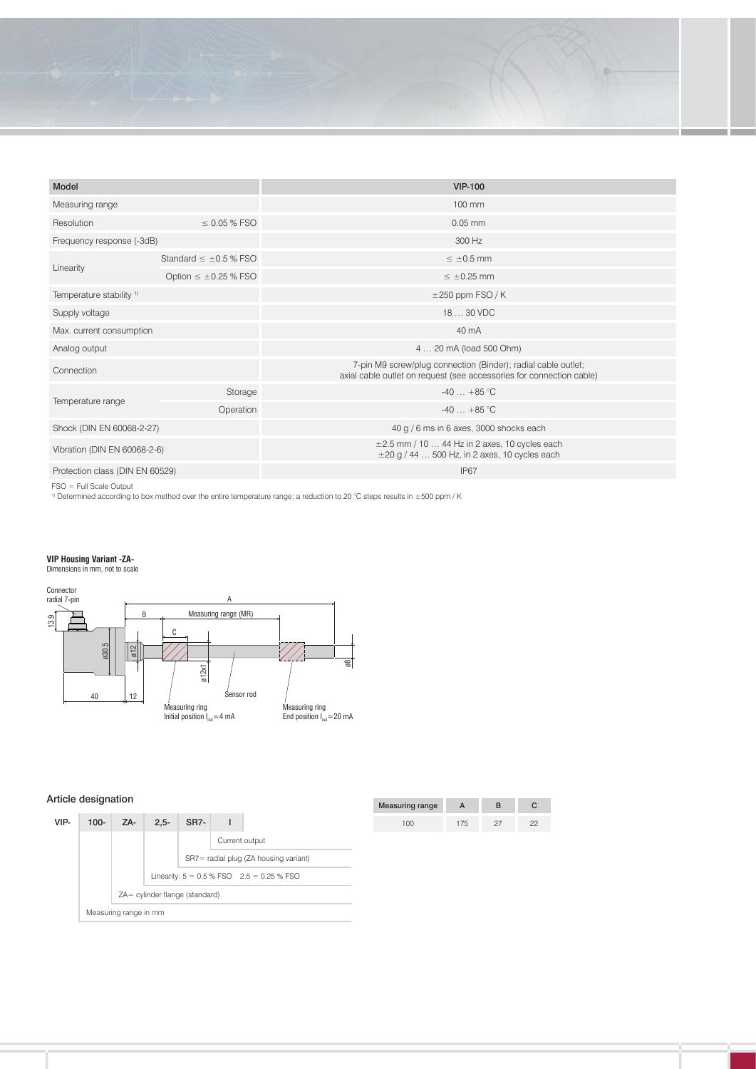| Model | | VIP-100 |
|---|---|---|
| Measuring range | | 100 mm |
| Resolution | ≤ 0.05 % FSO | 0.05 mm |
| Frequency response (-3dB) | | 300 Hz |
| Linearity | Standard ≤ ±0.5 % FSO | ≤ ±0.5 mm |
| | Option ≤ ±0.25 % FSO | ≤ ±0.25 mm |
| Temperature stability [1] | | ±250 ppm FSO / K |
| Supply voltage | | 18 … 30 VDC |
| Max. current consumption | | 40 mA |
| Analog output | | 4 … 20 mA (load 500 Ohm) |
| Connection | | 7-pin M9 screw/plug connection (Binder); radial cable outlet; axial cable outlet on request (see accessories for connection cable) |
| Temperature range | Storage | -40 … +85 °C |
| | Operation | -40 … +85 °C |
| Shock (DIN EN 60068-2-27) | | 40 g / 6 ms in 6 axes, 3000 shocks each |
| Vibration (DIN EN 60068-2-6) | | ±2.5 mm / 10 … 44 Hz in 2 axes, 10 cycles each<br>±20 g / 44 … 500 Hz, in 2 axes, 10 cycles each |
| Protection class (DIN EN 60529) | | IP67 |

FSO = Full Scale Output

[1] Determined according to box method over the entire temperature range; a reduction to 20 °C steps results in ±500 ppm / K

**VIP Housing Variant -ZA-**

Dimensions in mm, not to scale

Connector radial 7-pin; 13.9; A; B; Measuring range (MR); C; ø30.5; ø12; ø12x1; ø8; 40; 12; Sensor rod; Measuring ring Initial position $I_{out}$ = 4 mA; Measuring ring End position $I_{out}$ = 20 mA

## Article designation

VIP- 100- ZA- 2,5- SR7- I

- I: Current output
- SR7 = radial plug (ZA housing variant)
- Linearity: 5 = 0.5 % FSO 2.5 = 0.25 % FSO
- ZA = cylinder flange (standard)
- Measuring range in mm

| Measuring range | A | B | C |
|---|---|---|---|
| 100 | 175 | 27 | 22 |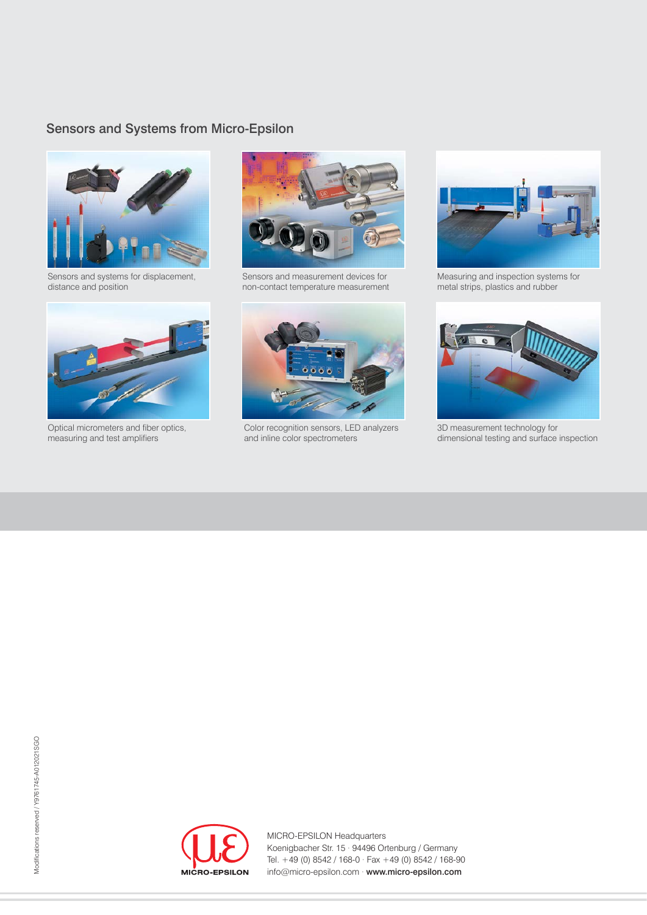## Sensors and Systems from Micro-Epsilon

Sensors and systems for displacement, distance and position

Sensors and measurement devices for non-contact temperature measurement

Measuring and inspection systems for metal strips, plastics and rubber

Optical micrometers and fiber optics, measuring and test amplifiers

Color recognition sensors, LED analyzers and inline color spectrometers

3D measurement technology for dimensional testing and surface inspection

Modifications reserved / Y9761745-A012021SGO

MICRO-EPSILON

MICRO-EPSILON Headquarters
Koenigbacher Str. 15 · 94496 Ortenburg / Germany
Tel. +49 (0) 8542 / 168-0 · Fax +49 (0) 8542 / 168-90
info@micro-epsilon.com · **www.micro-epsilon.com**